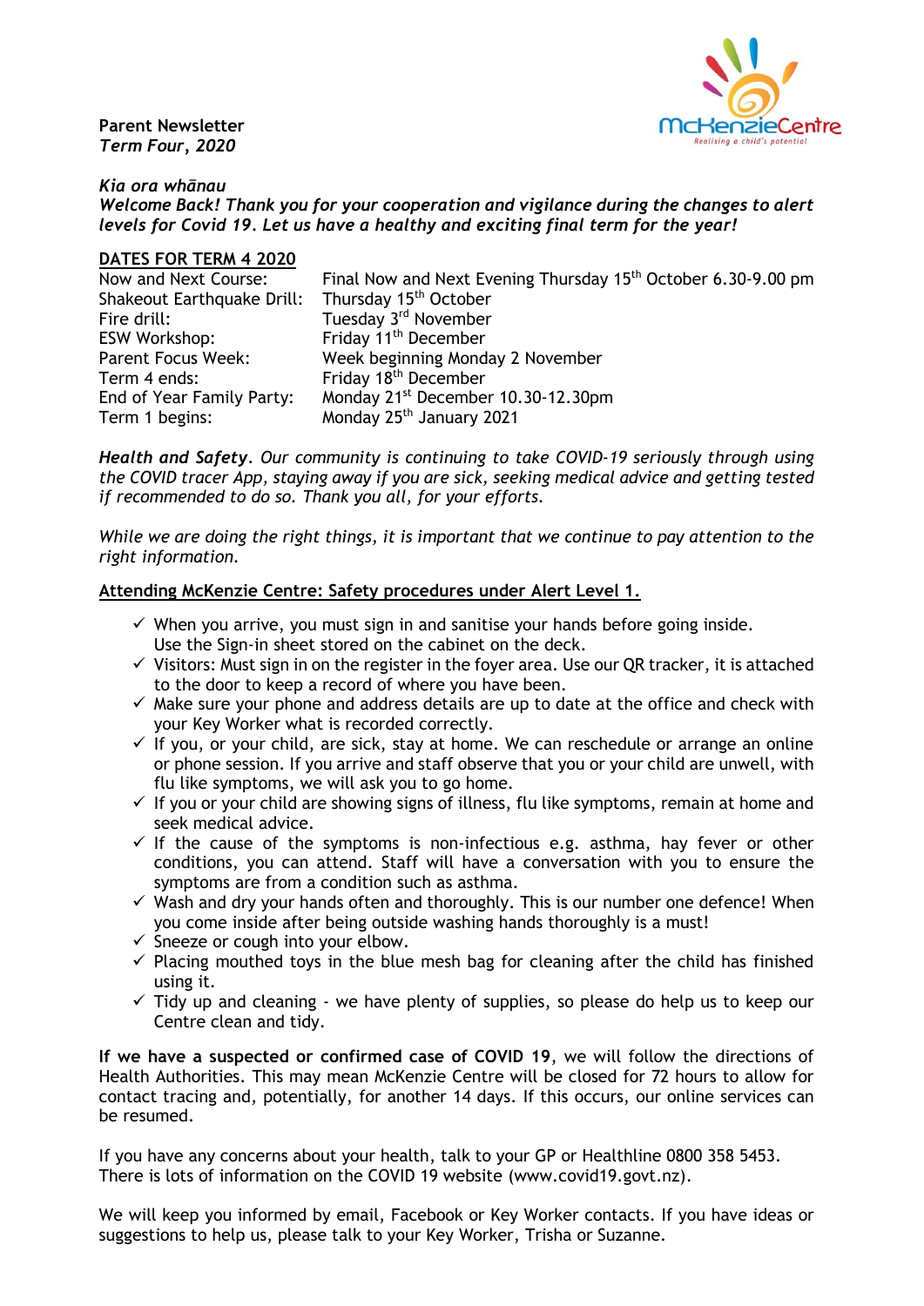**Parent Newsletter**
***Term Four, 2020***

***Kia ora whānau***
***Welcome Back! Thank you for your cooperation and vigilance during the changes to alert levels for Covid 19. Let us have a healthy and exciting final term for the year!***

**DATES FOR TERM 4 2020**

| | |
|---|---|
| Now and Next Course: | Final Now and Next Evening Thursday 15th October 6.30-9.00 pm |
| Shakeout Earthquake Drill: | Thursday 15th October |
| Fire drill: | Tuesday 3rd November |
| ESW Workshop: | Friday 11th December |
| Parent Focus Week: | Week beginning Monday 2 November |
| Term 4 ends: | Friday 18th December |
| End of Year Family Party: | Monday 21st December 10.30-12.30pm |
| Term 1 begins: | Monday 25th January 2021 |

***Health and Safety****. Our community is continuing to take COVID-19 seriously through using the COVID tracer App, staying away if you are sick, seeking medical advice and getting tested if recommended to do so. Thank you all, for your efforts.*

*While we are doing the right things, it is important that we continue to pay attention to the right information.*

**Attending McKenzie Centre: Safety procedures under Alert Level 1.**

- ✓ When you arrive, you must sign in and sanitise your hands before going inside. Use the Sign-in sheet stored on the cabinet on the deck.
- ✓ Visitors: Must sign in on the register in the foyer area. Use our QR tracker, it is attached to the door to keep a record of where you have been.
- ✓ Make sure your phone and address details are up to date at the office and check with your Key Worker what is recorded correctly.
- ✓ If you, or your child, are sick, stay at home. We can reschedule or arrange an online or phone session. If you arrive and staff observe that you or your child are unwell, with flu like symptoms, we will ask you to go home.
- ✓ If you or your child are showing signs of illness, flu like symptoms, remain at home and seek medical advice.
- ✓ If the cause of the symptoms is non-infectious e.g. asthma, hay fever or other conditions, you can attend. Staff will have a conversation with you to ensure the symptoms are from a condition such as asthma.
- ✓ Wash and dry your hands often and thoroughly. This is our number one defence! When you come inside after being outside washing hands thoroughly is a must!
- ✓ Sneeze or cough into your elbow.
- ✓ Placing mouthed toys in the blue mesh bag for cleaning after the child has finished using it.
- ✓ Tidy up and cleaning - we have plenty of supplies, so please do help us to keep our Centre clean and tidy.

**If we have a suspected or confirmed case of COVID 19**, we will follow the directions of Health Authorities. This may mean McKenzie Centre will be closed for 72 hours to allow for contact tracing and, potentially, for another 14 days. If this occurs, our online services can be resumed.

If you have any concerns about your health, talk to your GP or Healthline 0800 358 5453. There is lots of information on the COVID 19 website (www.covid19.govt.nz).

We will keep you informed by email, Facebook or Key Worker contacts. If you have ideas or suggestions to help us, please talk to your Key Worker, Trisha or Suzanne.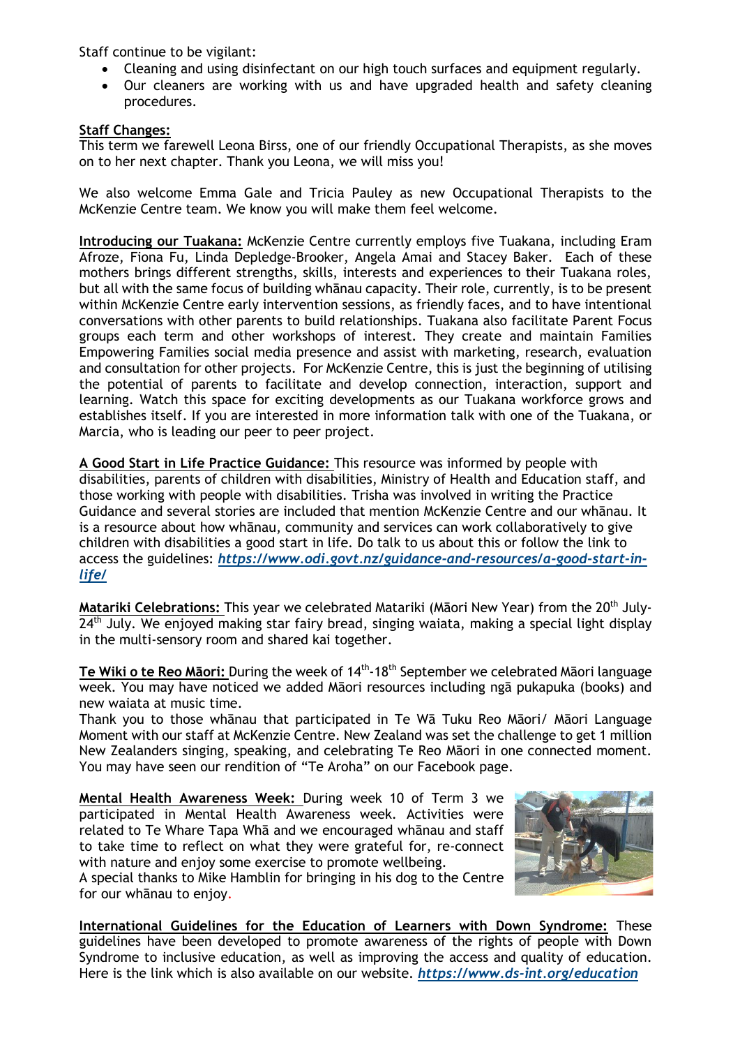Staff continue to be vigilant:

- Cleaning and using disinfectant on our high touch surfaces and equipment regularly.
- Our cleaners are working with us and have upgraded health and safety cleaning procedures.

**Staff Changes:**
This term we farewell Leona Birss, one of our friendly Occupational Therapists, as she moves on to her next chapter. Thank you Leona, we will miss you!

We also welcome Emma Gale and Tricia Pauley as new Occupational Therapists to the McKenzie Centre team. We know you will make them feel welcome.

**Introducing our Tuakana:** McKenzie Centre currently employs five Tuakana, including Eram Afroze, Fiona Fu, Linda Depledge-Brooker, Angela Amai and Stacey Baker. Each of these mothers brings different strengths, skills, interests and experiences to their Tuakana roles, but all with the same focus of building whānau capacity. Their role, currently, is to be present within McKenzie Centre early intervention sessions, as friendly faces, and to have intentional conversations with other parents to build relationships. Tuakana also facilitate Parent Focus groups each term and other workshops of interest. They create and maintain Families Empowering Families social media presence and assist with marketing, research, evaluation and consultation for other projects. For McKenzie Centre, this is just the beginning of utilising the potential of parents to facilitate and develop connection, interaction, support and learning. Watch this space for exciting developments as our Tuakana workforce grows and establishes itself. If you are interested in more information talk with one of the Tuakana, or Marcia, who is leading our peer to peer project.

**A Good Start in Life Practice Guidance:** This resource was informed by people with disabilities, parents of children with disabilities, Ministry of Health and Education staff, and those working with people with disabilities. Trisha was involved in writing the Practice Guidance and several stories are included that mention McKenzie Centre and our whānau. It is a resource about how whānau, community and services can work collaboratively to give children with disabilities a good start in life. Do talk to us about this or follow the link to access the guidelines: ***https://www.odi.govt.nz/guidance-and-resources/a-good-start-in-life/***

**Matariki Celebrations:** This year we celebrated Matariki (Māori New Year) from the 20th July-24th July. We enjoyed making star fairy bread, singing waiata, making a special light display in the multi-sensory room and shared kai together.

**Te Wiki o te Reo Māori:** During the week of 14th-18th September we celebrated Māori language week. You may have noticed we added Māori resources including ngā pukapuka (books) and new waiata at music time.
Thank you to those whānau that participated in Te Wā Tuku Reo Māori/ Māori Language Moment with our staff at McKenzie Centre. New Zealand was set the challenge to get 1 million New Zealanders singing, speaking, and celebrating Te Reo Māori in one connected moment. You may have seen our rendition of "Te Aroha" on our Facebook page.

**Mental Health Awareness Week:** During week 10 of Term 3 we participated in Mental Health Awareness week. Activities were related to Te Whare Tapa Whā and we encouraged whānau and staff to take time to reflect on what they were grateful for, re-connect with nature and enjoy some exercise to promote wellbeing.
A special thanks to Mike Hamblin for bringing in his dog to the Centre for our whānau to enjoy.

**International Guidelines for the Education of Learners with Down Syndrome:** These guidelines have been developed to promote awareness of the rights of people with Down Syndrome to inclusive education, as well as improving the access and quality of education. Here is the link which is also available on our website. ***https://www.ds-int.org/education***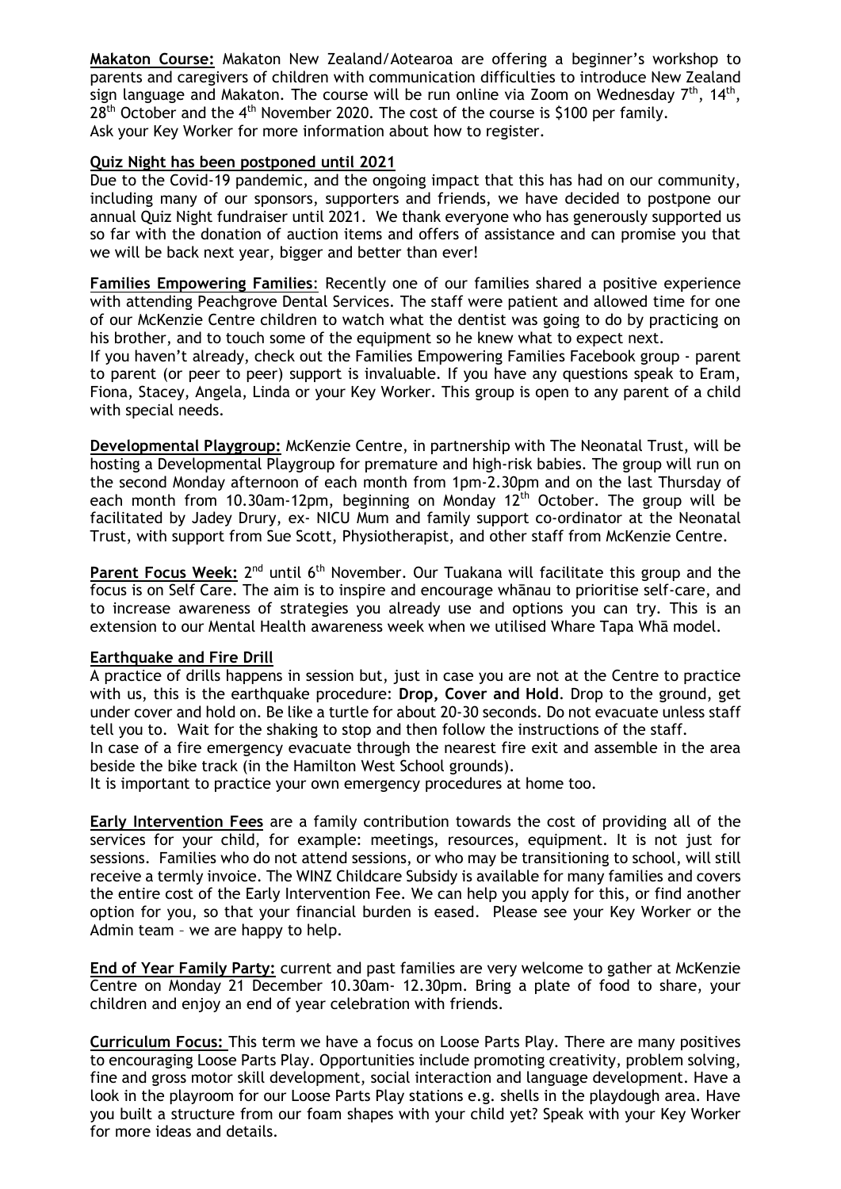**Makaton Course:** Makaton New Zealand/Aotearoa are offering a beginner's workshop to parents and caregivers of children with communication difficulties to introduce New Zealand sign language and Makaton. The course will be run online via Zoom on Wednesday 7th, 14th, 28th October and the 4th November 2020. The cost of the course is $100 per family.
Ask your Key Worker for more information about how to register.

**Quiz Night has been postponed until 2021**

Due to the Covid-19 pandemic, and the ongoing impact that this has had on our community, including many of our sponsors, supporters and friends, we have decided to postpone our annual Quiz Night fundraiser until 2021. We thank everyone who has generously supported us so far with the donation of auction items and offers of assistance and can promise you that we will be back next year, bigger and better than ever!

**Families Empowering Families**: Recently one of our families shared a positive experience with attending Peachgrove Dental Services. The staff were patient and allowed time for one of our McKenzie Centre children to watch what the dentist was going to do by practicing on his brother, and to touch some of the equipment so he knew what to expect next.
If you haven't already, check out the Families Empowering Families Facebook group - parent to parent (or peer to peer) support is invaluable. If you have any questions speak to Eram, Fiona, Stacey, Angela, Linda or your Key Worker. This group is open to any parent of a child with special needs.

**Developmental Playgroup:** McKenzie Centre, in partnership with The Neonatal Trust, will be hosting a Developmental Playgroup for premature and high-risk babies. The group will run on the second Monday afternoon of each month from 1pm-2.30pm and on the last Thursday of each month from 10.30am-12pm, beginning on Monday 12th October. The group will be facilitated by Jadey Drury, ex- NICU Mum and family support co-ordinator at the Neonatal Trust, with support from Sue Scott, Physiotherapist, and other staff from McKenzie Centre.

**Parent Focus Week:** 2nd until 6th November. Our Tuakana will facilitate this group and the focus is on Self Care. The aim is to inspire and encourage whānau to prioritise self-care, and to increase awareness of strategies you already use and options you can try. This is an extension to our Mental Health awareness week when we utilised Whare Tapa Whā model.

**Earthquake and Fire Drill**

A practice of drills happens in session but, just in case you are not at the Centre to practice with us, this is the earthquake procedure: **Drop, Cover and Hold**. Drop to the ground, get under cover and hold on. Be like a turtle for about 20-30 seconds. Do not evacuate unless staff tell you to. Wait for the shaking to stop and then follow the instructions of the staff.
In case of a fire emergency evacuate through the nearest fire exit and assemble in the area beside the bike track (in the Hamilton West School grounds).
It is important to practice your own emergency procedures at home too.

**Early Intervention Fees** are a family contribution towards the cost of providing all of the services for your child, for example: meetings, resources, equipment. It is not just for sessions. Families who do not attend sessions, or who may be transitioning to school, will still receive a termly invoice. The WINZ Childcare Subsidy is available for many families and covers the entire cost of the Early Intervention Fee. We can help you apply for this, or find another option for you, so that your financial burden is eased. Please see your Key Worker or the Admin team – we are happy to help.

**End of Year Family Party:** current and past families are very welcome to gather at McKenzie Centre on Monday 21 December 10.30am- 12.30pm. Bring a plate of food to share, your children and enjoy an end of year celebration with friends.

**Curriculum Focus:** This term we have a focus on Loose Parts Play. There are many positives to encouraging Loose Parts Play. Opportunities include promoting creativity, problem solving, fine and gross motor skill development, social interaction and language development. Have a look in the playroom for our Loose Parts Play stations e.g. shells in the playdough area. Have you built a structure from our foam shapes with your child yet? Speak with your Key Worker for more ideas and details.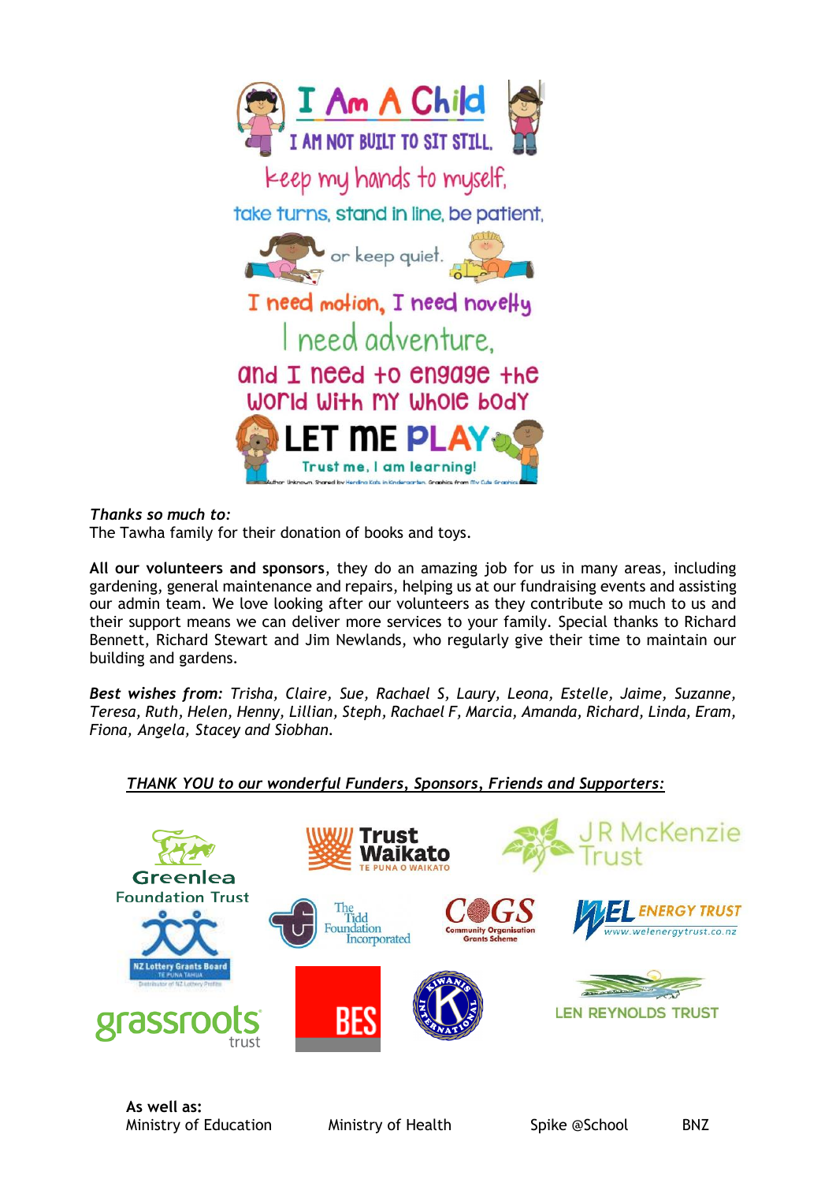I Am A Child

I AM NOT BUILT TO SIT STILL.

keep my hands to myself,

take turns, stand in line, be patient,

or keep quiet.

I need motion, I need novelty

I need adventure,

and I need to engage the world with my whole body

LET ME PLAY

Trust me, I am learning!

Author Unknown. Shared by Herding Kats in Kindergarten. Graphics from My Cute Graphics

***Thanks so much to:***
The Tawha family for their donation of books and toys.

**All our volunteers and sponsors**, they do an amazing job for us in many areas, including gardening, general maintenance and repairs, helping us at our fundraising events and assisting our admin team. We love looking after our volunteers as they contribute so much to us and their support means we can deliver more services to your family. Special thanks to Richard Bennett, Richard Stewart and Jim Newlands, who regularly give their time to maintain our building and gardens.

***Best wishes from:*** *Trisha, Claire, Sue, Rachael S, Laury, Leona, Estelle, Jaime, Suzanne, Teresa, Ruth, Helen, Henny, Lillian, Steph, Rachael F, Marcia, Amanda, Richard, Linda, Eram, Fiona, Angela, Stacey and Siobhan.*

***THANK YOU to our wonderful Funders, Sponsors, Friends and Supporters:***

Greenlea Foundation Trust

Trust Waikato TE PUNA O WAIKATO

J R McKenzie Trust

NZ Lottery Grants Board TE PUNA TAHUA

The Tidd Foundation Incorporated

COGS Community Organisation Grants Scheme

WEL ENERGY TRUST www.welenergytrust.co.nz

grassroots trust

BES

Kiwanis International

LEN REYNOLDS TRUST

**As well as:**
Ministry of Education Ministry of Health Spike @School BNZ